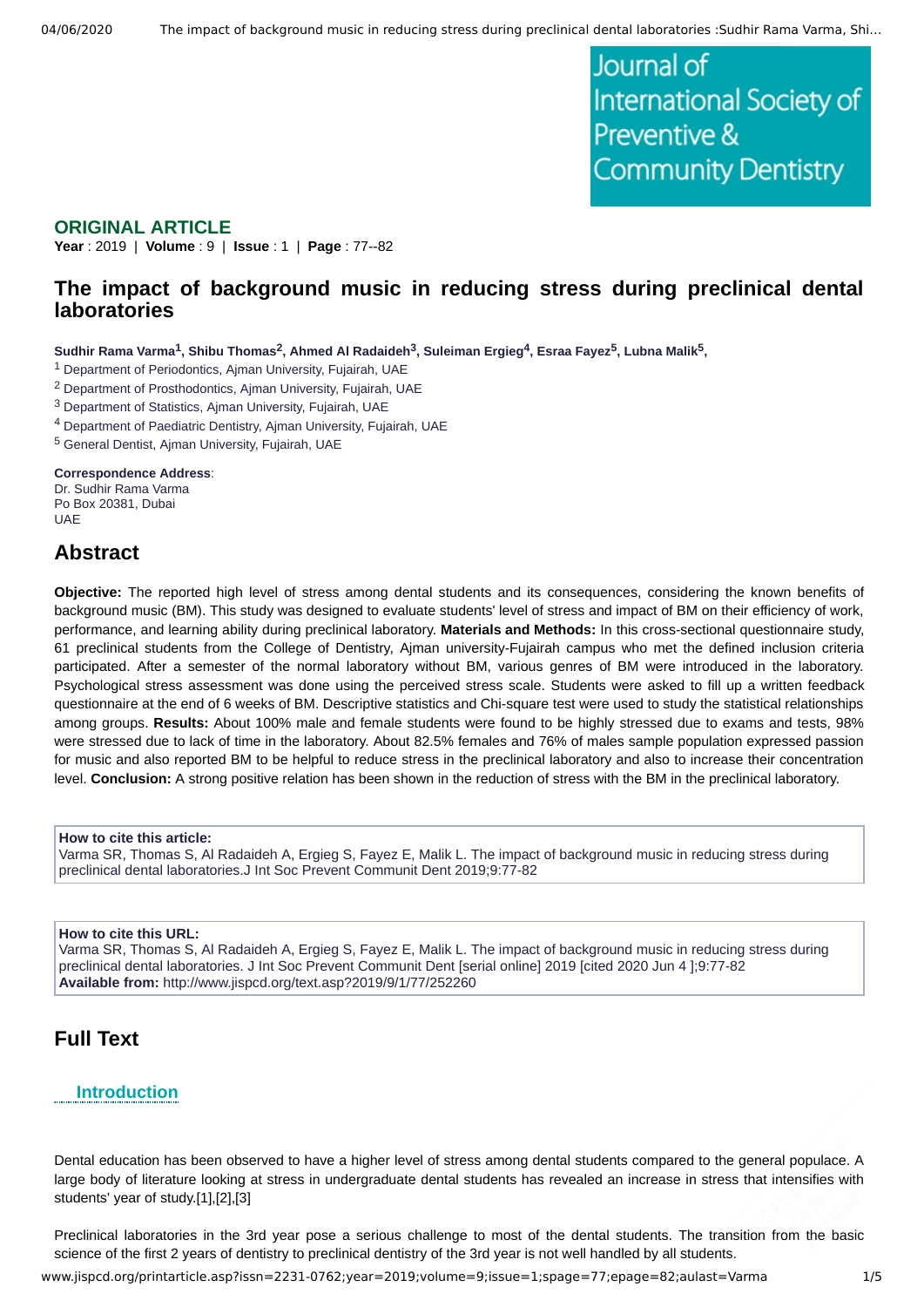Journal of International Society of Preventive & Community Dentistry

**ORIGINAL ARTICLE**
**Year** : 2019 | **Volume** : 9 | **Issue** : 1 | **Page** : 77--82

# The impact of background music in reducing stress during preclinical dental laboratories

**Sudhir Rama Varma[1], Shibu Thomas[2], Ahmed Al Radaideh[3], Suleiman Ergieg[4], Esraa Fayez[5], Lubna Malik[5],**

[1] Department of Periodontics, Ajman University, Fujairah, UAE
[2] Department of Prosthodontics, Ajman University, Fujairah, UAE
[3] Department of Statistics, Ajman University, Fujairah, UAE
[4] Department of Paediatric Dentistry, Ajman University, Fujairah, UAE
[5] General Dentist, Ajman University, Fujairah, UAE

**Correspondence Address**:
Dr. Sudhir Rama Varma
Po Box 20381, Dubai
UAE

## Abstract

**Objective:** The reported high level of stress among dental students and its consequences, considering the known benefits of background music (BM). This study was designed to evaluate students' level of stress and impact of BM on their efficiency of work, performance, and learning ability during preclinical laboratory. **Materials and Methods:** In this cross-sectional questionnaire study, 61 preclinical students from the College of Dentistry, Ajman university-Fujairah campus who met the defined inclusion criteria participated. After a semester of the normal laboratory without BM, various genres of BM were introduced in the laboratory. Psychological stress assessment was done using the perceived stress scale. Students were asked to fill up a written feedback questionnaire at the end of 6 weeks of BM. Descriptive statistics and Chi-square test were used to study the statistical relationships among groups. **Results:** About 100% male and female students were found to be highly stressed due to exams and tests, 98% were stressed due to lack of time in the laboratory. About 82.5% females and 76% of males sample population expressed passion for music and also reported BM to be helpful to reduce stress in the preclinical laboratory and also to increase their concentration level. **Conclusion:** A strong positive relation has been shown in the reduction of stress with the BM in the preclinical laboratory.

**How to cite this article:**
Varma SR, Thomas S, Al Radaideh A, Ergieg S, Fayez E, Malik L. The impact of background music in reducing stress during preclinical dental laboratories.J Int Soc Prevent Communit Dent 2019;9:77-82

**How to cite this URL:**
Varma SR, Thomas S, Al Radaideh A, Ergieg S, Fayez E, Malik L. The impact of background music in reducing stress during preclinical dental laboratories. J Int Soc Prevent Communit Dent [serial online] 2019 [cited 2020 Jun 4 ];9:77-82
**Available from:** http://www.jispcd.org/text.asp?2019/9/1/77/252260

## Full Text

### Introduction

Dental education has been observed to have a higher level of stress among dental students compared to the general populace. A large body of literature looking at stress in undergraduate dental students has revealed an increase in stress that intensifies with students' year of study.[1],[2],[3]

Preclinical laboratories in the 3rd year pose a serious challenge to most of the dental students. The transition from the basic science of the first 2 years of dentistry to preclinical dentistry of the 3rd year is not well handled by all students.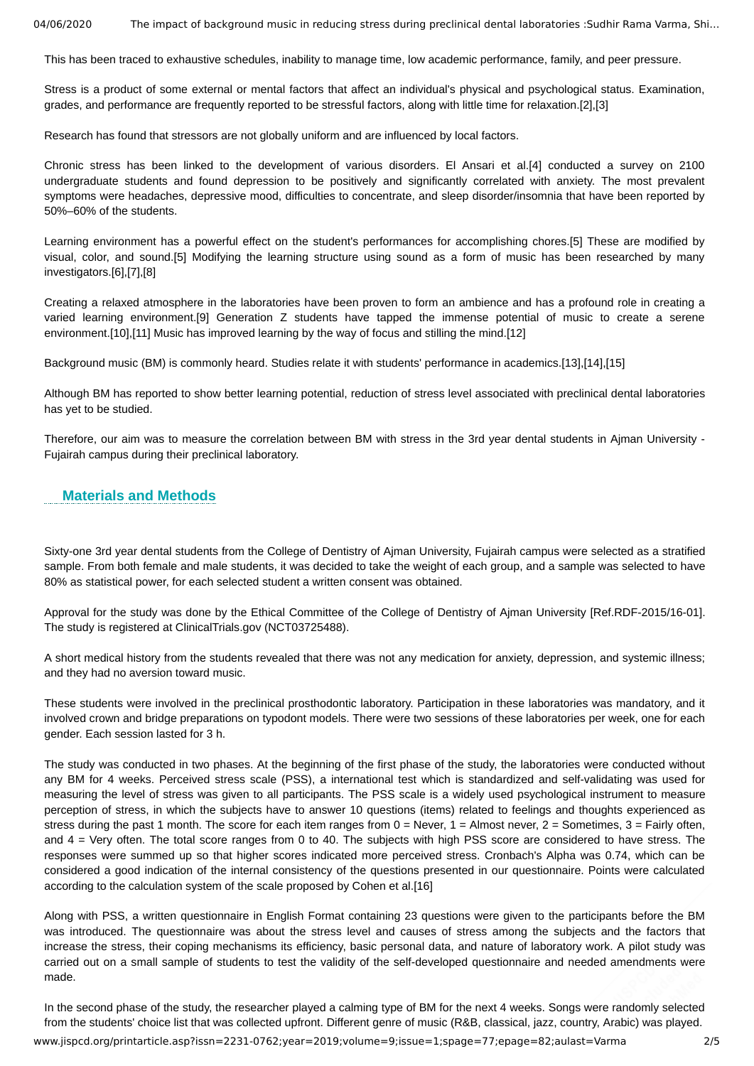This has been traced to exhaustive schedules, inability to manage time, low academic performance, family, and peer pressure.

Stress is a product of some external or mental factors that affect an individual's physical and psychological status. Examination, grades, and performance are frequently reported to be stressful factors, along with little time for relaxation.[2],[3]

Research has found that stressors are not globally uniform and are influenced by local factors.

Chronic stress has been linked to the development of various disorders. El Ansari et al.[4] conducted a survey on 2100 undergraduate students and found depression to be positively and significantly correlated with anxiety. The most prevalent symptoms were headaches, depressive mood, difficulties to concentrate, and sleep disorder/insomnia that have been reported by 50%–60% of the students.

Learning environment has a powerful effect on the student's performances for accomplishing chores.[5] These are modified by visual, color, and sound.[5] Modifying the learning structure using sound as a form of music has been researched by many investigators.[6],[7],[8]

Creating a relaxed atmosphere in the laboratories have been proven to form an ambience and has a profound role in creating a varied learning environment.[9] Generation Z students have tapped the immense potential of music to create a serene environment.[10],[11] Music has improved learning by the way of focus and stilling the mind.[12]

Background music (BM) is commonly heard. Studies relate it with students' performance in academics.[13],[14],[15]

Although BM has reported to show better learning potential, reduction of stress level associated with preclinical dental laboratories has yet to be studied.

Therefore, our aim was to measure the correlation between BM with stress in the 3rd year dental students in Ajman University - Fujairah campus during their preclinical laboratory.

## Materials and Methods

Sixty-one 3rd year dental students from the College of Dentistry of Ajman University, Fujairah campus were selected as a stratified sample. From both female and male students, it was decided to take the weight of each group, and a sample was selected to have 80% as statistical power, for each selected student a written consent was obtained.

Approval for the study was done by the Ethical Committee of the College of Dentistry of Ajman University [Ref.RDF-2015/16-01]. The study is registered at ClinicalTrials.gov (NCT03725488).

A short medical history from the students revealed that there was not any medication for anxiety, depression, and systemic illness; and they had no aversion toward music.

These students were involved in the preclinical prosthodontic laboratory. Participation in these laboratories was mandatory, and it involved crown and bridge preparations on typodont models. There were two sessions of these laboratories per week, one for each gender. Each session lasted for 3 h.

The study was conducted in two phases. At the beginning of the first phase of the study, the laboratories were conducted without any BM for 4 weeks. Perceived stress scale (PSS), a international test which is standardized and self-validating was used for measuring the level of stress was given to all participants. The PSS scale is a widely used psychological instrument to measure perception of stress, in which the subjects have to answer 10 questions (items) related to feelings and thoughts experienced as stress during the past 1 month. The score for each item ranges from 0 = Never, 1 = Almost never, 2 = Sometimes, 3 = Fairly often, and 4 = Very often. The total score ranges from 0 to 40. The subjects with high PSS score are considered to have stress. The responses were summed up so that higher scores indicated more perceived stress. Cronbach's Alpha was 0.74, which can be considered a good indication of the internal consistency of the questions presented in our questionnaire. Points were calculated according to the calculation system of the scale proposed by Cohen et al.[16]

Along with PSS, a written questionnaire in English Format containing 23 questions were given to the participants before the BM was introduced. The questionnaire was about the stress level and causes of stress among the subjects and the factors that increase the stress, their coping mechanisms its efficiency, basic personal data, and nature of laboratory work. A pilot study was carried out on a small sample of students to test the validity of the self-developed questionnaire and needed amendments were made.

In the second phase of the study, the researcher played a calming type of BM for the next 4 weeks. Songs were randomly selected from the students' choice list that was collected upfront. Different genre of music (R&B, classical, jazz, country, Arabic) was played.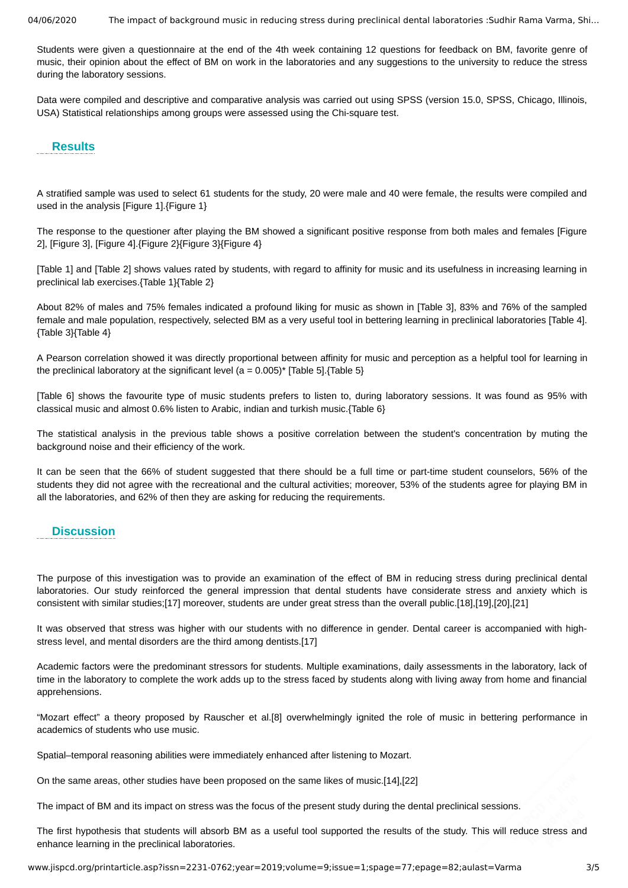Students were given a questionnaire at the end of the 4th week containing 12 questions for feedback on BM, favorite genre of music, their opinion about the effect of BM on work in the laboratories and any suggestions to the university to reduce the stress during the laboratory sessions.

Data were compiled and descriptive and comparative analysis was carried out using SPSS (version 15.0, SPSS, Chicago, Illinois, USA) Statistical relationships among groups were assessed using the Chi-square test.

## Results

A stratified sample was used to select 61 students for the study, 20 were male and 40 were female, the results were compiled and used in the analysis [Figure 1].{Figure 1}

The response to the questioner after playing the BM showed a significant positive response from both males and females [Figure 2], [Figure 3], [Figure 4].{Figure 2}{Figure 3}{Figure 4}

[Table 1] and [Table 2] shows values rated by students, with regard to affinity for music and its usefulness in increasing learning in preclinical lab exercises.{Table 1}{Table 2}

About 82% of males and 75% females indicated a profound liking for music as shown in [Table 3], 83% and 76% of the sampled female and male population, respectively, selected BM as a very useful tool in bettering learning in preclinical laboratories [Table 4].{Table 3}{Table 4}

A Pearson correlation showed it was directly proportional between affinity for music and perception as a helpful tool for learning in the preclinical laboratory at the significant level (a = 0.005)* [Table 5].{Table 5}

[Table 6] shows the favourite type of music students prefers to listen to, during laboratory sessions. It was found as 95% with classical music and almost 0.6% listen to Arabic, indian and turkish music.{Table 6}

The statistical analysis in the previous table shows a positive correlation between the student's concentration by muting the background noise and their efficiency of the work.

It can be seen that the 66% of student suggested that there should be a full time or part-time student counselors, 56% of the students they did not agree with the recreational and the cultural activities; moreover, 53% of the students agree for playing BM in all the laboratories, and 62% of then they are asking for reducing the requirements.

## Discussion

The purpose of this investigation was to provide an examination of the effect of BM in reducing stress during preclinical dental laboratories. Our study reinforced the general impression that dental students have considerate stress and anxiety which is consistent with similar studies;[17] moreover, students are under great stress than the overall public.[18],[19],[20],[21]

It was observed that stress was higher with our students with no difference in gender. Dental career is accompanied with high-stress level, and mental disorders are the third among dentists.[17]

Academic factors were the predominant stressors for students. Multiple examinations, daily assessments in the laboratory, lack of time in the laboratory to complete the work adds up to the stress faced by students along with living away from home and financial apprehensions.

"Mozart effect" a theory proposed by Rauscher et al.[8] overwhelmingly ignited the role of music in bettering performance in academics of students who use music.

Spatial–temporal reasoning abilities were immediately enhanced after listening to Mozart.

On the same areas, other studies have been proposed on the same likes of music.[14],[22]

The impact of BM and its impact on stress was the focus of the present study during the dental preclinical sessions.

The first hypothesis that students will absorb BM as a useful tool supported the results of the study. This will reduce stress and enhance learning in the preclinical laboratories.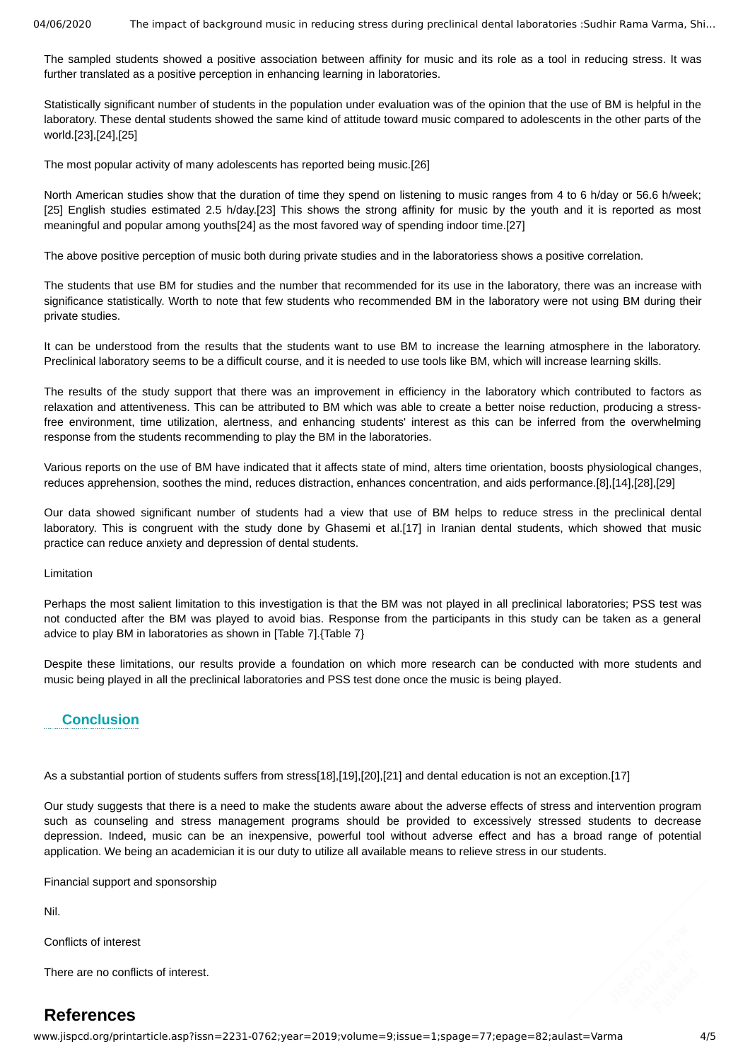The sampled students showed a positive association between affinity for music and its role as a tool in reducing stress. It was further translated as a positive perception in enhancing learning in laboratories.

Statistically significant number of students in the population under evaluation was of the opinion that the use of BM is helpful in the laboratory. These dental students showed the same kind of attitude toward music compared to adolescents in the other parts of the world.[23],[24],[25]

The most popular activity of many adolescents has reported being music.[26]

North American studies show that the duration of time they spend on listening to music ranges from 4 to 6 h/day or 56.6 h/week;[25] English studies estimated 2.5 h/day.[23] This shows the strong affinity for music by the youth and it is reported as most meaningful and popular among youths[24] as the most favored way of spending indoor time.[27]

The above positive perception of music both during private studies and in the laboratoriess shows a positive correlation.

The students that use BM for studies and the number that recommended for its use in the laboratory, there was an increase with significance statistically. Worth to note that few students who recommended BM in the laboratory were not using BM during their private studies.

It can be understood from the results that the students want to use BM to increase the learning atmosphere in the laboratory. Preclinical laboratory seems to be a difficult course, and it is needed to use tools like BM, which will increase learning skills.

The results of the study support that there was an improvement in efficiency in the laboratory which contributed to factors as relaxation and attentiveness. This can be attributed to BM which was able to create a better noise reduction, producing a stress-free environment, time utilization, alertness, and enhancing students' interest as this can be inferred from the overwhelming response from the students recommending to play the BM in the laboratories.

Various reports on the use of BM have indicated that it affects state of mind, alters time orientation, boosts physiological changes, reduces apprehension, soothes the mind, reduces distraction, enhances concentration, and aids performance.[8],[14],[28],[29]

Our data showed significant number of students had a view that use of BM helps to reduce stress in the preclinical dental laboratory. This is congruent with the study done by Ghasemi et al.[17] in Iranian dental students, which showed that music practice can reduce anxiety and depression of dental students.

Limitation

Perhaps the most salient limitation to this investigation is that the BM was not played in all preclinical laboratories; PSS test was not conducted after the BM was played to avoid bias. Response from the participants in this study can be taken as a general advice to play BM in laboratories as shown in [Table 7].{Table 7}

Despite these limitations, our results provide a foundation on which more research can be conducted with more students and music being played in all the preclinical laboratories and PSS test done once the music is being played.

## Conclusion

As a substantial portion of students suffers from stress[18],[19],[20],[21] and dental education is not an exception.[17]

Our study suggests that there is a need to make the students aware about the adverse effects of stress and intervention program such as counseling and stress management programs should be provided to excessively stressed students to decrease depression. Indeed, music can be an inexpensive, powerful tool without adverse effect and has a broad range of potential application. We being an academician it is our duty to utilize all available means to relieve stress in our students.

Financial support and sponsorship

Nil.

Conflicts of interest

There are no conflicts of interest.

## References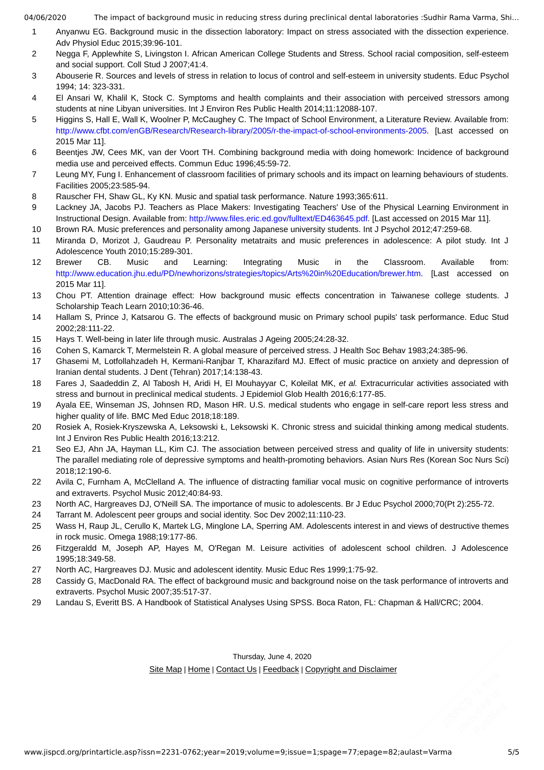1. Anyanwu EG. Background music in the dissection laboratory: Impact on stress associated with the dissection experience. Adv Physiol Educ 2015;39:96-101.
2. Negga F, Applewhite S, Livingston I. African American College Students and Stress. School racial composition, self-esteem and social support. Coll Stud J 2007;41:4.
3. Abouserie R. Sources and levels of stress in relation to locus of control and self-esteem in university students. Educ Psychol 1994; 14: 323-331.
4. El Ansari W, Khalil K, Stock C. Symptoms and health complaints and their association with perceived stressors among students at nine Libyan universities. Int J Environ Res Public Health 2014;11:12088-107.
5. Higgins S, Hall E, Wall K, Woolner P, McCaughey C. The Impact of School Environment, a Literature Review. Available from: http://www.cfbt.com/enGB/Research/Research-library/2005/r-the-impact-of-school-environments-2005. [Last accessed on 2015 Mar 11].
6. Beentjes JW, Cees MK, van der Voort TH. Combining background media with doing homework: Incidence of background media use and perceived effects. Commun Educ 1996;45:59-72.
7. Leung MY, Fung I. Enhancement of classroom facilities of primary schools and its impact on learning behaviours of students. Facilities 2005;23:585-94.
8. Rauscher FH, Shaw GL, Ky KN. Music and spatial task performance. Nature 1993;365:611.
9. Lackney JA, Jacobs PJ. Teachers as Place Makers: Investigating Teachers' Use of the Physical Learning Environment in Instructional Design. Available from: http://www.files.eric.ed.gov/fulltext/ED463645.pdf. [Last accessed on 2015 Mar 11].
10. Brown RA. Music preferences and personality among Japanese university students. Int J Psychol 2012;47:259-68.
11. Miranda D, Morizot J, Gaudreau P. Personality metatraits and music preferences in adolescence: A pilot study. Int J Adolescence Youth 2010;15:289-301.
12. Brewer CB. Music and Learning: Integrating Music in the Classroom. Available from: http://www.education.jhu.edu/PD/newhorizons/strategies/topics/Arts%20in%20Education/brewer.htm. [Last accessed on 2015 Mar 11].
13. Chou PT. Attention drainage effect: How background music effects concentration in Taiwanese college students. J Scholarship Teach Learn 2010;10:36-46.
14. Hallam S, Prince J, Katsarou G. The effects of background music on Primary school pupils' task performance. Educ Stud 2002;28:111-22.
15. Hays T. Well-being in later life through music. Australas J Ageing 2005;24:28-32.
16. Cohen S, Kamarck T, Mermelstein R. A global measure of perceived stress. J Health Soc Behav 1983;24:385-96.
17. Ghasemi M, Lotfollahzadeh H, Kermani-Ranjbar T, Kharazifard MJ. Effect of music practice on anxiety and depression of Iranian dental students. J Dent (Tehran) 2017;14:138-43.
18. Fares J, Saadeddin Z, Al Tabosh H, Aridi H, El Mouhayyar C, Koleilat MK, *et al.* Extracurricular activities associated with stress and burnout in preclinical medical students. J Epidemiol Glob Health 2016;6:177-85.
19. Ayala EE, Winseman JS, Johnsen RD, Mason HR. U.S. medical students who engage in self-care report less stress and higher quality of life. BMC Med Educ 2018;18:189.
20. Rosiek A, Rosiek-Kryszewska A, Leksowski Ł, Leksowski K. Chronic stress and suicidal thinking among medical students. Int J Environ Res Public Health 2016;13:212.
21. Seo EJ, Ahn JA, Hayman LL, Kim CJ. The association between perceived stress and quality of life in university students: The parallel mediating role of depressive symptoms and health-promoting behaviors. Asian Nurs Res (Korean Soc Nurs Sci) 2018;12:190-6.
22. Avila C, Furnham A, McClelland A. The influence of distracting familiar vocal music on cognitive performance of introverts and extraverts. Psychol Music 2012;40:84-93.
23. North AC, Hargreaves DJ, O'Neill SA. The importance of music to adolescents. Br J Educ Psychol 2000;70(Pt 2):255-72.
24. Tarrant M. Adolescent peer groups and social identity. Soc Dev 2002;11:110-23.
25. Wass H, Raup JL, Cerullo K, Martek LG, Minglone LA, Sperring AM. Adolescents interest in and views of destructive themes in rock music. Omega 1988;19:177-86.
26. Fitzgeraldd M, Joseph AP, Hayes M, O'Regan M. Leisure activities of adolescent school children. J Adolescence 1995;18:349-58.
27. North AC, Hargreaves DJ. Music and adolescent identity. Music Educ Res 1999;1:75-92.
28. Cassidy G, MacDonald RA. The effect of background music and background noise on the task performance of introverts and extraverts. Psychol Music 2007;35:517-37.
29. Landau S, Everitt BS. A Handbook of Statistical Analyses Using SPSS. Boca Raton, FL: Chapman & Hall/CRC; 2004.